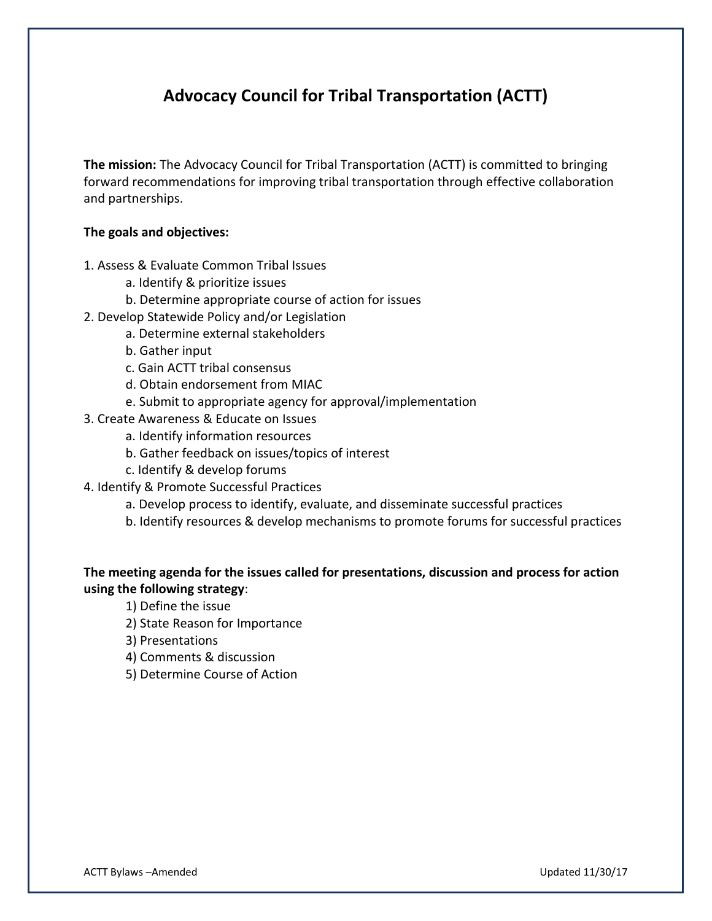# Advocacy Council for Tribal Transportation (ACTT)

**The mission:** The Advocacy Council for Tribal Transportation (ACTT) is committed to bringing forward recommendations for improving tribal transportation through effective collaboration and partnerships.

**The goals and objectives:**

1. Assess & Evaluate Common Tribal Issues
   a. Identify & prioritize issues
   b. Determine appropriate course of action for issues
2. Develop Statewide Policy and/or Legislation
   a. Determine external stakeholders
   b. Gather input
   c. Gain ACTT tribal consensus
   d. Obtain endorsement from MIAC
   e. Submit to appropriate agency for approval/implementation
3. Create Awareness & Educate on Issues
   a. Identify information resources
   b. Gather feedback on issues/topics of interest
   c. Identify & develop forums
4. Identify & Promote Successful Practices
   a. Develop process to identify, evaluate, and disseminate successful practices
   b. Identify resources & develop mechanisms to promote forums for successful practices

**The meeting agenda for the issues called for presentations, discussion and process for action using the following strategy**:

1) Define the issue
2) State Reason for Importance
3) Presentations
4) Comments & discussion
5) Determine Course of Action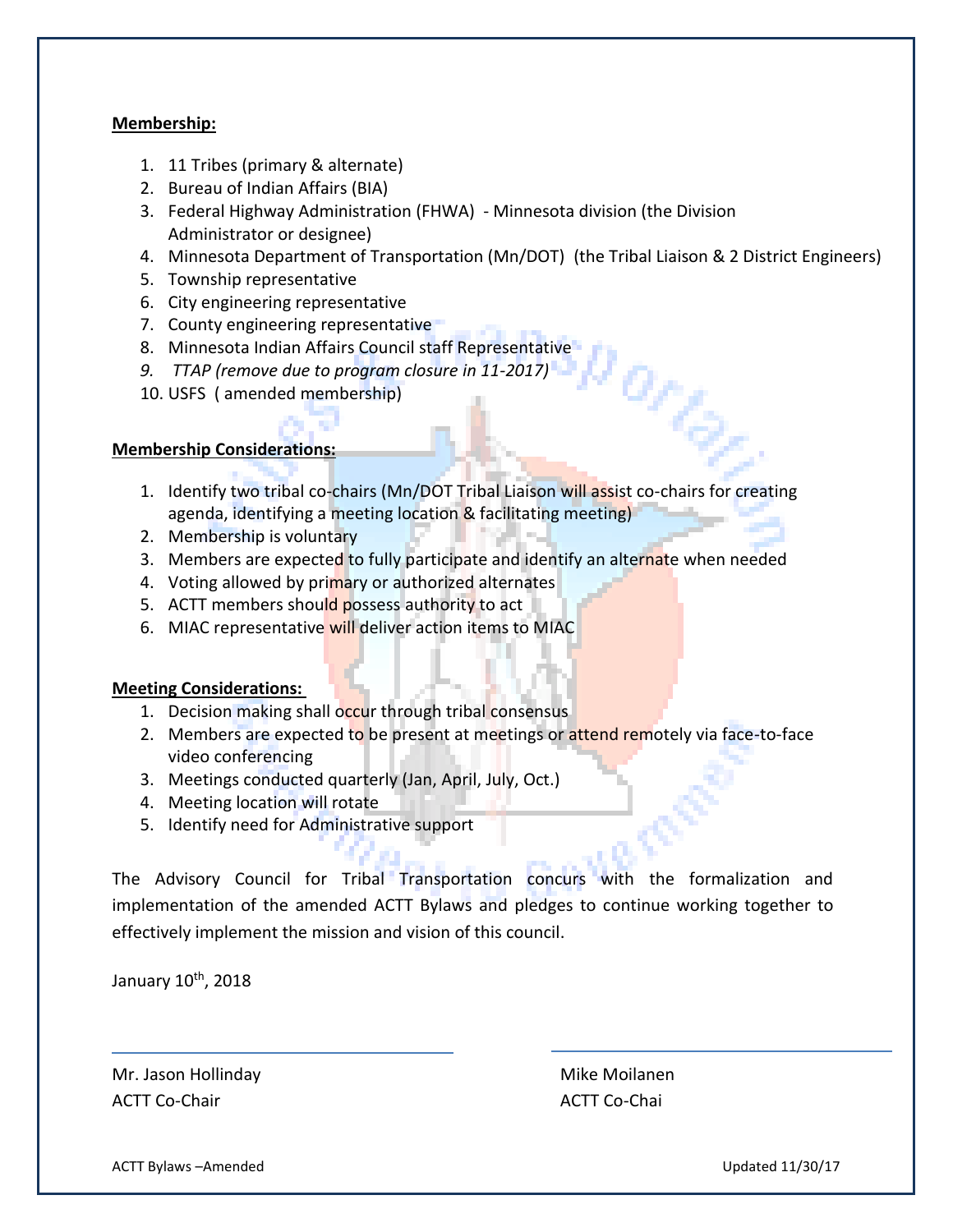**Membership:**

1. 11 Tribes (primary & alternate)
2. Bureau of Indian Affairs (BIA)
3. Federal Highway Administration (FHWA) - Minnesota division (the Division Administrator or designee)
4. Minnesota Department of Transportation (Mn/DOT) (the Tribal Liaison & 2 District Engineers)
5. Township representative
6. City engineering representative
7. County engineering representative
8. Minnesota Indian Affairs Council staff Representative
9. *TTAP (remove due to program closure in 11-2017)*
10. USFS ( amended membership)

**Membership Considerations:**

1. Identify two tribal co-chairs (Mn/DOT Tribal Liaison will assist co-chairs for creating agenda, identifying a meeting location & facilitating meeting)
2. Membership is voluntary
3. Members are expected to fully participate and identify an alternate when needed
4. Voting allowed by primary or authorized alternates
5. ACTT members should possess authority to act
6. MIAC representative will deliver action items to MIAC

**Meeting Considerations:**

1. Decision making shall occur through tribal consensus
2. Members are expected to be present at meetings or attend remotely via face-to-face video conferencing
3. Meetings conducted quarterly (Jan, April, July, Oct.)
4. Meeting location will rotate
5. Identify need for Administrative support

The Advisory Council for Tribal Transportation concurs with the formalization and implementation of the amended ACTT Bylaws and pledges to continue working together to effectively implement the mission and vision of this council.

January 10th, 2018

Mr. Jason Hollinday
ACTT Co-Chair

Mike Moilanen
ACTT Co-Chai

ACTT Bylaws –Amended

Updated 11/30/17